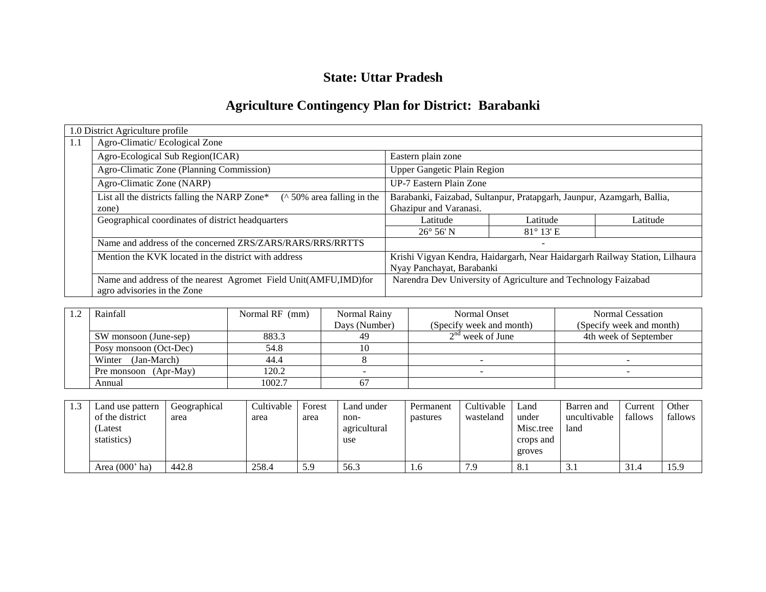# State: Uttar Pradesh

## Agriculture Contingency Plan for District: Barabanki

| 1.0 District Agriculture profile | | | | |
|---|---|---|---|---|
| 1.1 | Agro-Climatic/ Ecological Zone | | | |
| | Agro-Ecological Sub Region(ICAR) | Eastern plain zone | | |
| | Agro-Climatic Zone (Planning Commission) | Upper Gangetic Plain Region | | |
| | Agro-Climatic Zone (NARP) | UP-7 Eastern Plain Zone | | |
| | List all the districts falling the NARP Zone* (^ 50% area falling in the zone) | Barabanki, Faizabad, Sultanpur, Pratapgarh, Jaunpur, Azamgarh, Ballia, Ghazipur and Varanasi. | | |
| | Geographical coordinates of district headquarters | Latitude | Latitude | Latitude |
| | | 26° 56' N | 81° 13' E | |
| | Name and address of the concerned ZRS/ZARS/RARS/RRS/RRTTS | - | | |
| | Mention the KVK located in the district with address | Krishi Vigyan Kendra, Haidargarh, Near Haidargarh Railway Station, Lilhaura Nyay Panchayat, Barabanki | | |
| | Name and address of the nearest Agromet Field Unit(AMFU,IMD)for agro advisories in the Zone | Narendra Dev University of Agriculture and Technology Faizabad | | |

| 1.2 | Rainfall | Normal RF (mm) | Normal Rainy Days (Number) | Normal Onset (Specify week and month) | Normal Cessation (Specify week and month) |
|---|---|---|---|---|---|
| | SW monsoon (June-sep) | 883.3 | 49 | 2nd week of June | 4th week of September |
| | Posy monsoon (Oct-Dec) | 54.8 | 10 | | |
| | Winter (Jan-March) | 44.4 | 8 | - | - |
| | Pre monsoon (Apr-May) | 120.2 | - | - | - |
| | Annual | 1002.7 | 67 | | |

| 1.3 | Land use pattern of the district (Latest statistics) | Geographical area | Cultivable area | Forest area | Land under non-agricultural use | Permanent pastures | Cultivable wasteland | Land under Misc.tree crops and groves | Barren and uncultivable land | Current fallows | Other fallows |
|---|---|---|---|---|---|---|---|---|---|---|---|
| | Area (000' ha) | 442.8 | 258.4 | 5.9 | 56.3 | 1.6 | 7.9 | 8.1 | 3.1 | 31.4 | 15.9 |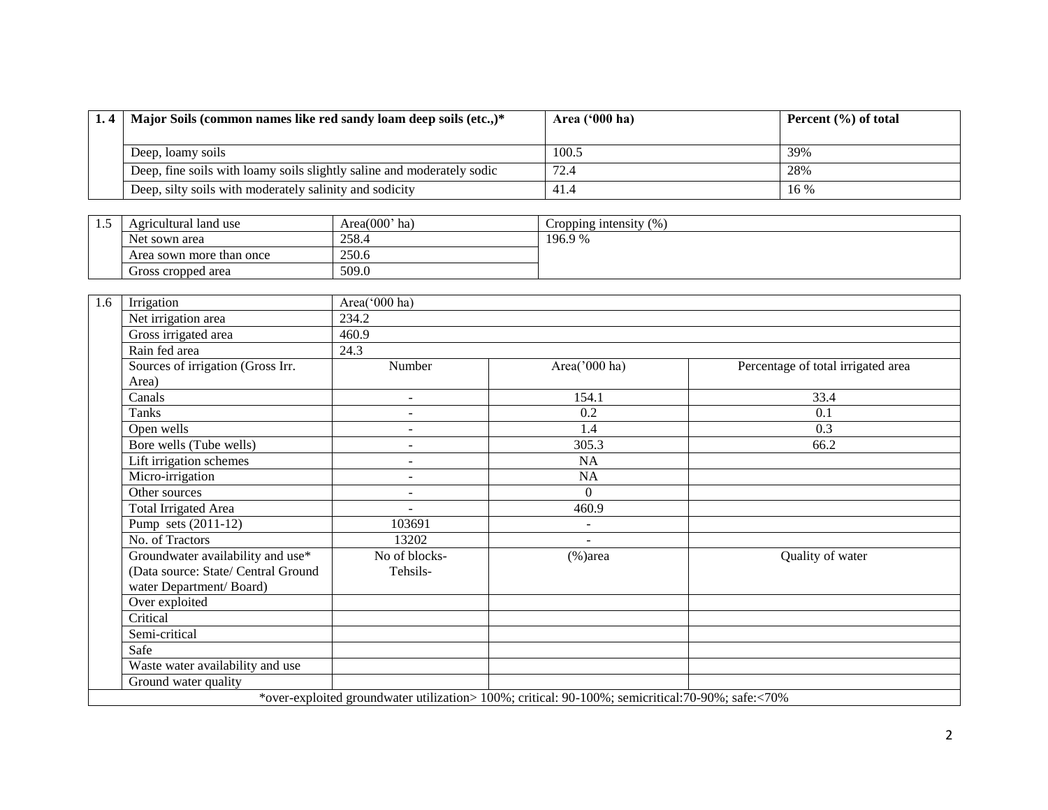| 1. 4 | Major Soils (common names like red sandy loam deep soils (etc.,)* | Area ('000 ha) | Percent (%) of total |
|---|---|---|---|
| | Deep, loamy soils | 100.5 | 39% |
| | Deep, fine soils with loamy soils slightly saline and moderately sodic | 72.4 | 28% |
| | Deep, silty soils with moderately salinity and sodicity | 41.4 | 16 % |

| 1.5 | Agricultural land use | Area(000' ha) | Cropping intensity (%) |
|---|---|---|---|
| | Net sown area | 258.4 | 196.9 % |
| | Area sown more than once | 250.6 | |
| | Gross cropped area | 509.0 | |

| 1.6 | Irrigation | Area('000 ha) | | |
|---|---|---|---|---|
| | Net irrigation area | 234.2 | | |
| | Gross irrigated area | 460.9 | | |
| | Rain fed area | 24.3 | | |
| | Sources of irrigation (Gross Irr. Area) | Number | Area('000 ha) | Percentage of total irrigated area |
| | Canals | - | 154.1 | 33.4 |
| | Tanks | - | 0.2 | 0.1 |
| | Open wells | - | 1.4 | 0.3 |
| | Bore wells (Tube wells) | - | 305.3 | 66.2 |
| | Lift irrigation schemes | - | NA | |
| | Micro-irrigation | - | NA | |
| | Other sources | - | 0 | |
| | Total Irrigated Area | - | 460.9 | |
| | Pump sets (2011-12) | 103691 | - | |
| | No. of Tractors | 13202 | - | |
| | Groundwater availability and use* (Data source: State/ Central Ground water Department/ Board) | No of blocks- Tehsils- | (%)area | Quality of water |
| | Over exploited | | | |
| | Critical | | | |
| | Semi-critical | | | |
| | Safe | | | |
| | Waste water availability and use | | | |
| | Ground water quality | | | |

*over-exploited groundwater utilization> 100%; critical: 90-100%; semicritical:70-90%; safe:<70%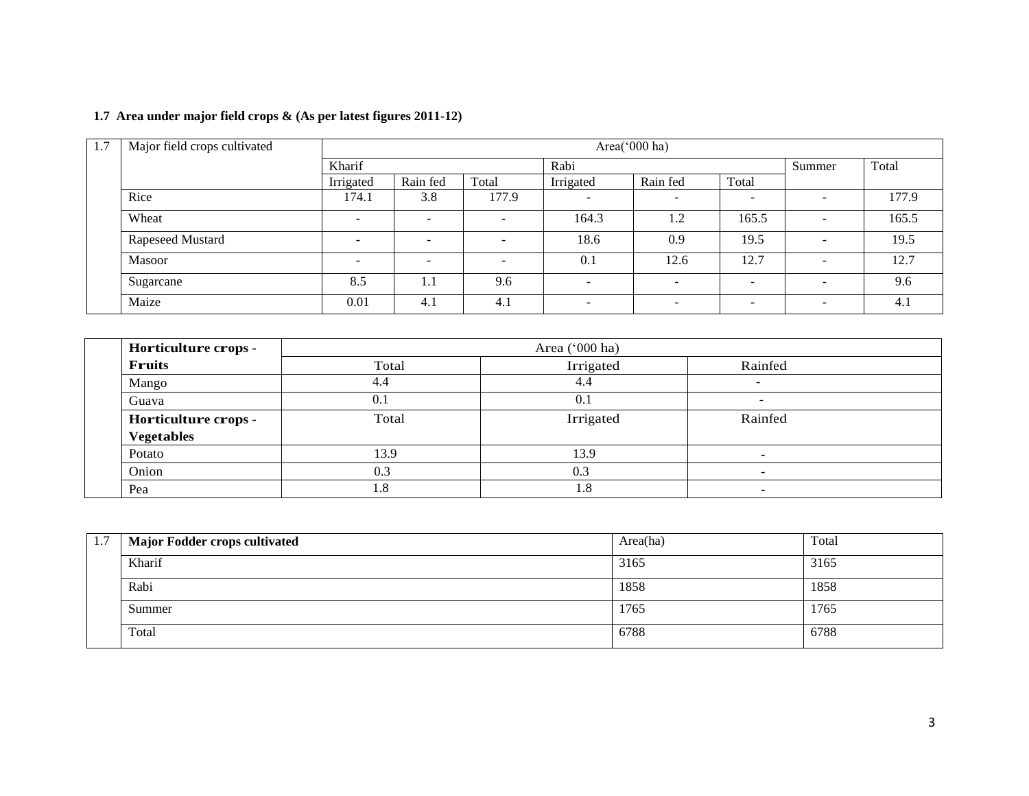### 1.7 Area under major field crops & (As per latest figures 2011-12)

| 1.7 | Major field crops cultivated | Area('000 ha) | | | | | | | |
|---|---|---|---|---|---|---|---|---|---|
| | | Kharif | | | Rabi | | | Summer | Total |
| | | Irrigated | Rain fed | Total | Irrigated | Rain fed | Total | | |
| | Rice | 174.1 | 3.8 | 177.9 | - | - | - | - | 177.9 |
| | Wheat | - | - | - | 164.3 | 1.2 | 165.5 | - | 165.5 |
| | Rapeseed Mustard | - | - | - | 18.6 | 0.9 | 19.5 | - | 19.5 |
| | Masoor | - | - | - | 0.1 | 12.6 | 12.7 | - | 12.7 |
| | Sugarcane | 8.5 | 1.1 | 9.6 | - | - | - | - | 9.6 |
| | Maize | 0.01 | 4.1 | 4.1 | - | - | - | - | 4.1 |

| | **Horticulture crops - Fruits** | Area ('000 ha) | | |
|---|---|---|---|---|
| | | Total | Irrigated | Rainfed |
| | Mango | 4.4 | 4.4 | - |
| | Guava | 0.1 | 0.1 | - |
| | **Horticulture crops - Vegetables** | Total | Irrigated | Rainfed |
| | Potato | 13.9 | 13.9 | - |
| | Onion | 0.3 | 0.3 | - |
| | Pea | 1.8 | 1.8 | - |

| 1.7 | **Major Fodder crops cultivated** | Area(ha) | Total |
|---|---|---|---|
| | Kharif | 3165 | 3165 |
| | Rabi | 1858 | 1858 |
| | Summer | 1765 | 1765 |
| | Total | 6788 | 6788 |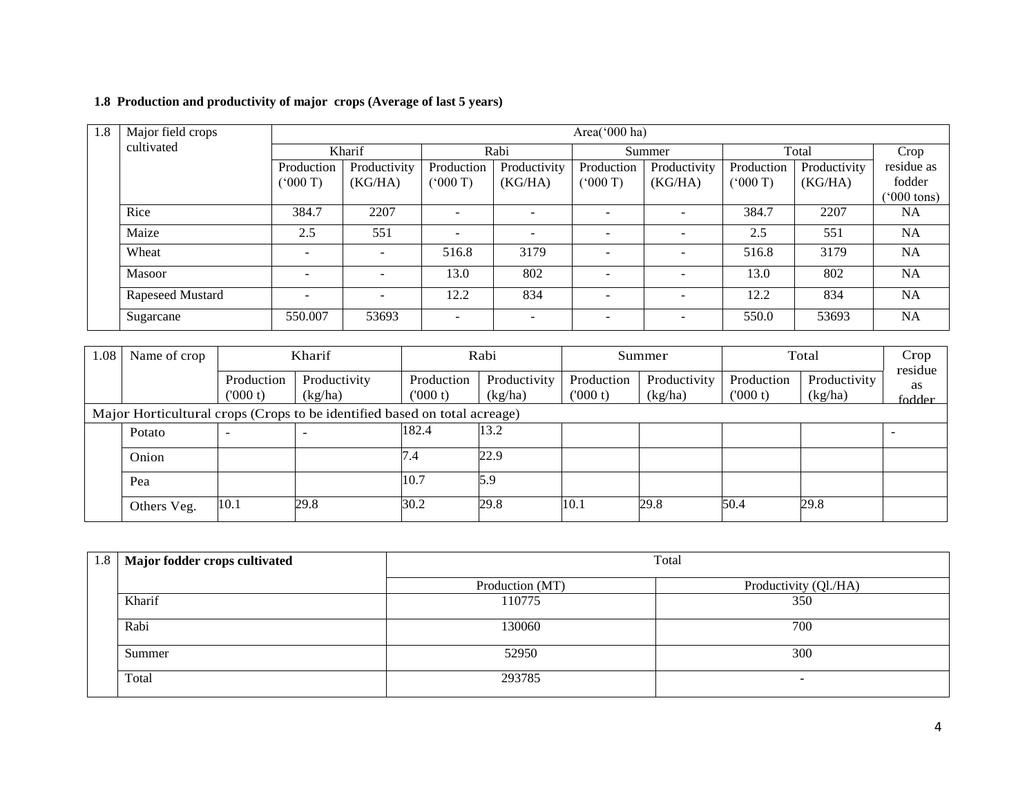**1.8 Production and productivity of major crops (Average of last 5 years)**

| 1.8 | Major field crops cultivated | Area('000 ha) | | | | | | | | |
|---|---|---|---|---|---|---|---|---|---|---|
| | | Kharif | | Rabi | | Summer | | Total | | Crop residue as fodder ('000 tons) |
| | | Production ('000 T) | Productivity (KG/HA) | Production ('000 T) | Productivity (KG/HA) | Production ('000 T) | Productivity (KG/HA) | Production ('000 T) | Productivity (KG/HA) | |
| | Rice | 384.7 | 2207 | - | - | - | - | 384.7 | 2207 | NA |
| | Maize | 2.5 | 551 | - | - | - | - | 2.5 | 551 | NA |
| | Wheat | - | - | 516.8 | 3179 | - | - | 516.8 | 3179 | NA |
| | Masoor | - | - | 13.0 | 802 | - | - | 13.0 | 802 | NA |
| | Rapeseed Mustard | - | - | 12.2 | 834 | - | - | 12.2 | 834 | NA |
| | Sugarcane | 550.007 | 53693 | - | - | - | - | 550.0 | 53693 | NA |

| 1.08 | Name of crop | Kharif | | Rabi | | Summer | | Total | | Crop residue as fodder |
|---|---|---|---|---|---|---|---|---|---|---|
| | | Production ('000 t) | Productivity (kg/ha) | Production ('000 t) | Productivity (kg/ha) | Production ('000 t) | Productivity (kg/ha) | Production ('000 t) | Productivity (kg/ha) | |
| Major Horticultural crops (Crops to be identified based on total acreage) | | | | | | | | | | |
| | Potato | - | - | 182.4 | 13.2 | | | | | - |
| | Onion | | | 7.4 | 22.9 | | | | | |
| | Pea | | | 10.7 | 5.9 | | | | | |
| | Others Veg. | 10.1 | 29.8 | 30.2 | 29.8 | 10.1 | 29.8 | 50.4 | 29.8 | |

| 1.8 | Major fodder crops cultivated | Total | |
|---|---|---|---|
| | | Production (MT) | Productivity (Ql./HA) |
| | Kharif | 110775 | 350 |
| | Rabi | 130060 | 700 |
| | Summer | 52950 | 300 |
| | Total | 293785 | - |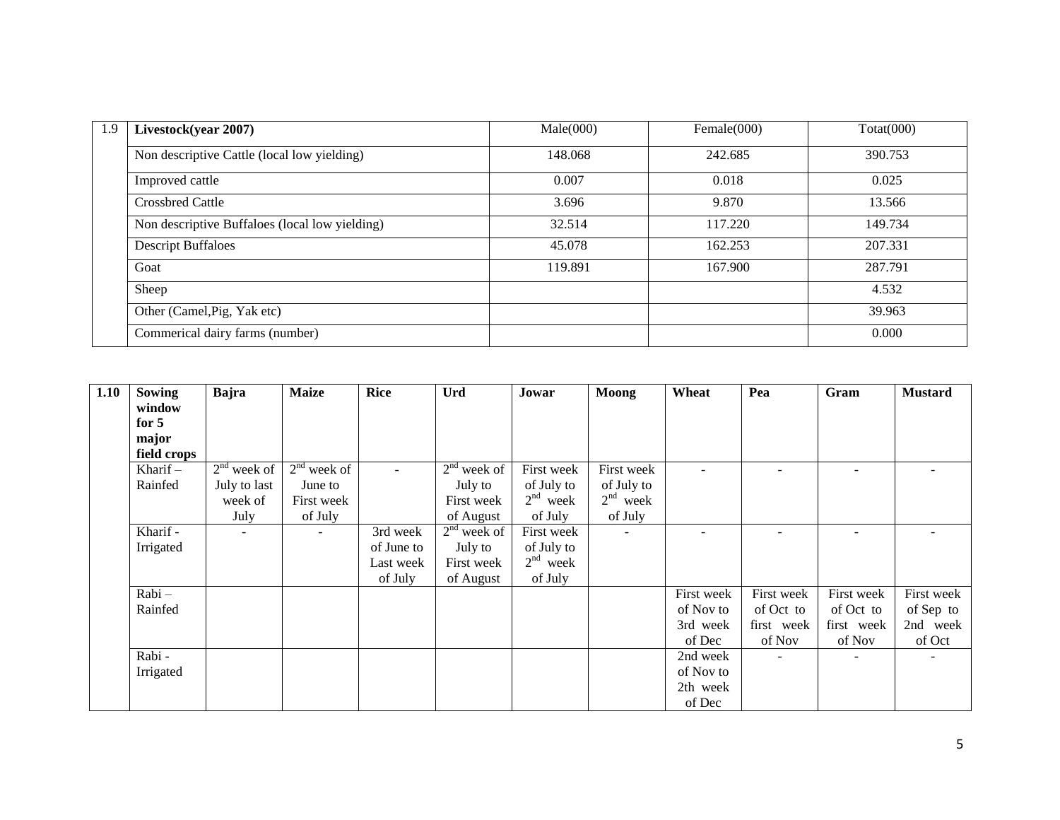| 1.9 | Livestock(year 2007) | Male(000) | Female(000) | Totat(000) |
|---|---|---|---|---|
| | Non descriptive Cattle (local low yielding) | 148.068 | 242.685 | 390.753 |
| | Improved cattle | 0.007 | 0.018 | 0.025 |
| | Crossbred Cattle | 3.696 | 9.870 | 13.566 |
| | Non descriptive Buffaloes (local low yielding) | 32.514 | 117.220 | 149.734 |
| | Descript Buffaloes | 45.078 | 162.253 | 207.331 |
| | Goat | 119.891 | 167.900 | 287.791 |
| | Sheep | | | 4.532 |
| | Other (Camel,Pig, Yak etc) | | | 39.963 |
| | Commerical dairy farms (number) | | | 0.000 |

| 1.10 | Sowing window for 5 major field crops | Bajra | Maize | Rice | Urd | Jowar | Moong | Wheat | Pea | Gram | Mustard |
|---|---|---|---|---|---|---|---|---|---|---|---|
| | Kharif – Rainfed | 2nd week of July to last week of July | 2nd week of June to First week of July | - | 2nd week of July to First week of August | First week of July to 2nd week of July | First week of July to 2nd week of July | - | - | - | - |
| | Kharif - Irrigated | - | - | 3rd week of June to Last week of July | 2nd week of July to First week of August | First week of July to 2nd week of July | - | - | - | - | - |
| | Rabi – Rainfed | | | | | | | First week of Nov to 3rd week of Dec | First week of Oct to first week of Nov | First week of Oct to first week of Nov | First week of Sep to 2nd week of Oct |
| | Rabi - Irrigated | | | | | | | 2nd week of Nov to 2th week of Dec | - | - | - |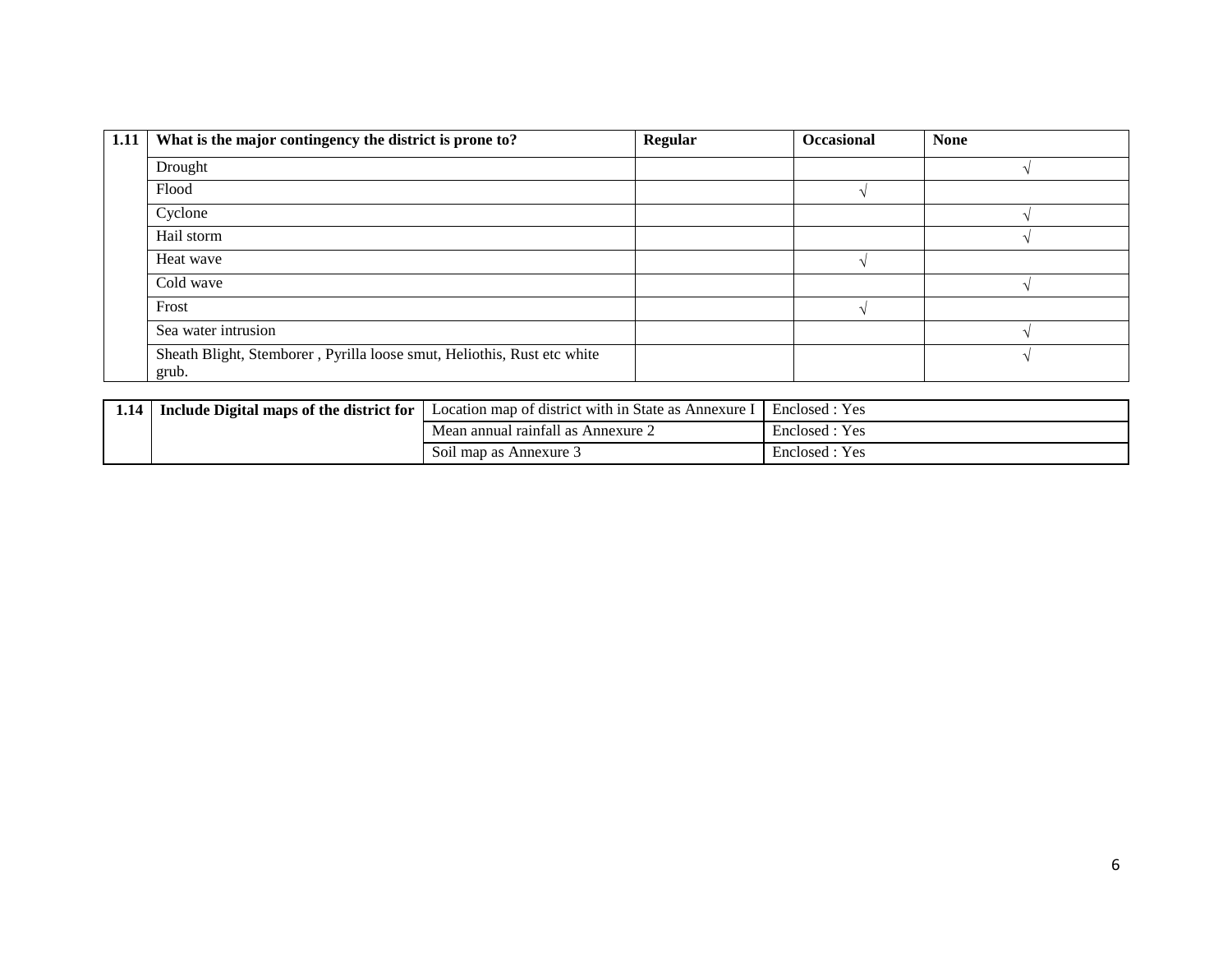| 1.11 | What is the major contingency the district is prone to? | Regular | Occasional | None |
|---|---|---|---|---|
| | Drought | | | √ |
| | Flood | | √ | |
| | Cyclone | | | √ |
| | Hail storm | | | √ |
| | Heat wave | | √ | |
| | Cold wave | | | √ |
| | Frost | | √ | |
| | Sea water intrusion | | | √ |
| | Sheath Blight, Stemborer , Pyrilla loose smut, Heliothis, Rust etc white grub. | | | √ |

| 1.14 | Include Digital maps of the district for | Location map of district with in State as Annexure I | Enclosed : Yes |
|---|---|---|---|
| | | Mean annual rainfall as Annexure 2 | Enclosed : Yes |
| | | Soil map as Annexure 3 | Enclosed : Yes |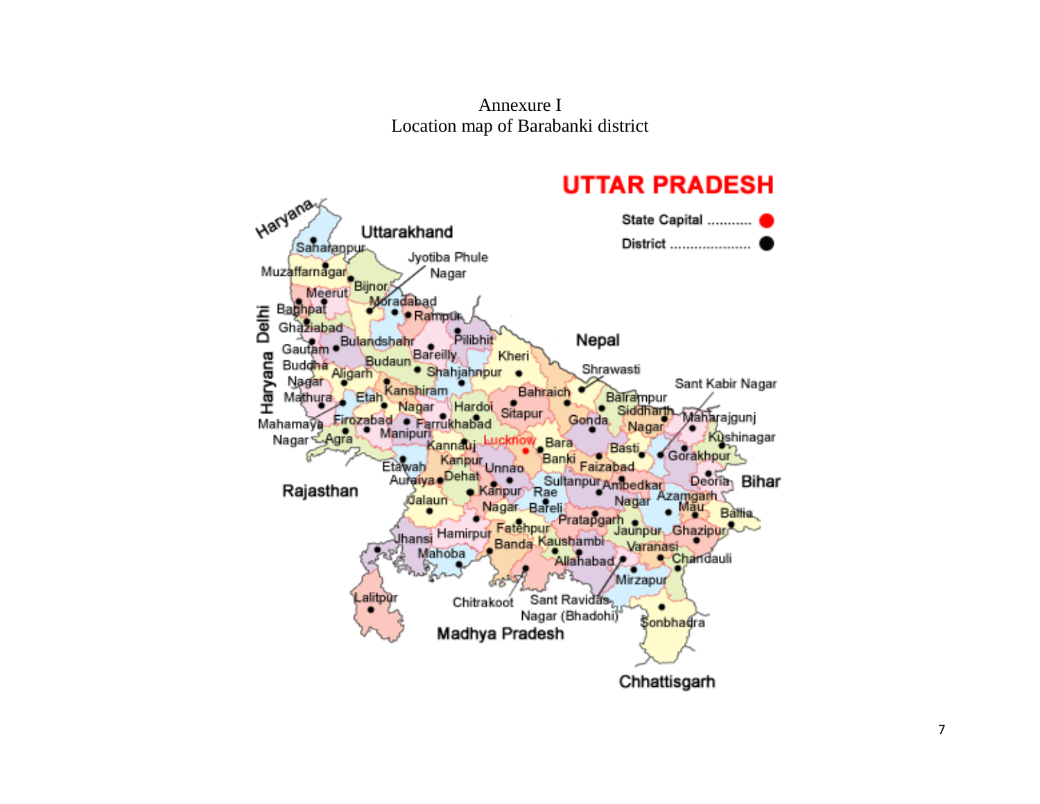Annexure I

Location map of Barabanki district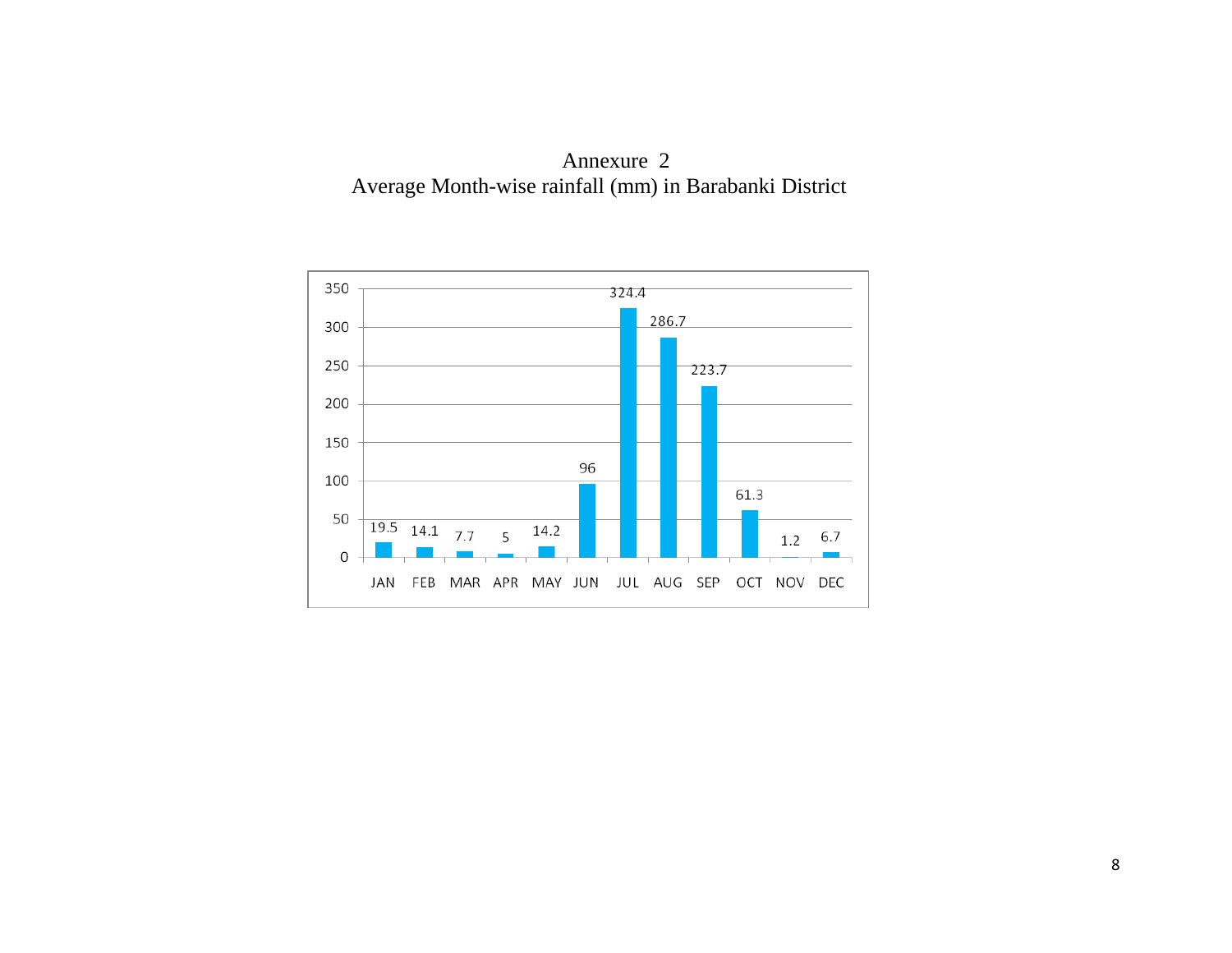Annexure 2

Average Month-wise rainfall (mm) in Barabanki District

| Month | Rainfall (mm) |
|---|---|
| JAN | 19.5 |
| FEB | 14.1 |
| MAR | 7.7 |
| APR | 5 |
| MAY | 14.2 |
| JUN | 96 |
| JUL | 324.4 |
| AUG | 286.7 |
| SEP | 223.7 |
| OCT | 61.3 |
| NOV | 1.2 |
| DEC | 6.7 |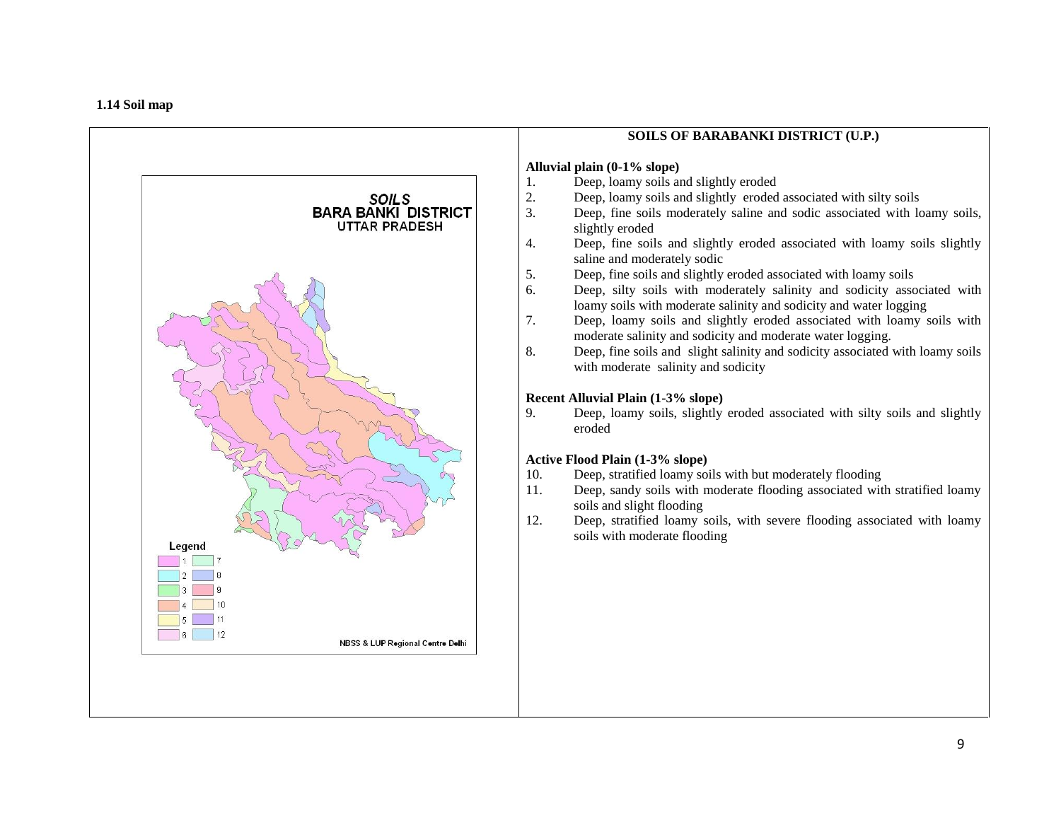**1.14 Soil map**

**SOILS OF BARABANKI DISTRICT (U.P.)**

**Alluvial plain (0-1% slope)**

1. Deep, loamy soils and slightly eroded
2. Deep, loamy soils and slightly eroded associated with silty soils
3. Deep, fine soils moderately saline and sodic associated with loamy soils, slightly eroded
4. Deep, fine soils and slightly eroded associated with loamy soils slightly saline and moderately sodic
5. Deep, fine soils and slightly eroded associated with loamy soils
6. Deep, silty soils with moderately salinity and sodicity associated with loamy soils with moderate salinity and sodicity and water logging
7. Deep, loamy soils and slightly eroded associated with loamy soils with moderate salinity and sodicity and moderate water logging.
8. Deep, fine soils and slight salinity and sodicity associated with loamy soils with moderate salinity and sodicity

**Recent Alluvial Plain (1-3% slope)**

9. Deep, loamy soils, slightly eroded associated with silty soils and slightly eroded

**Active Flood Plain (1-3% slope)**

10. Deep, stratified loamy soils with but moderately flooding
11. Deep, sandy soils with moderate flooding associated with stratified loamy soils and slight flooding
12. Deep, stratified loamy soils, with severe flooding associated with loamy soils with moderate flooding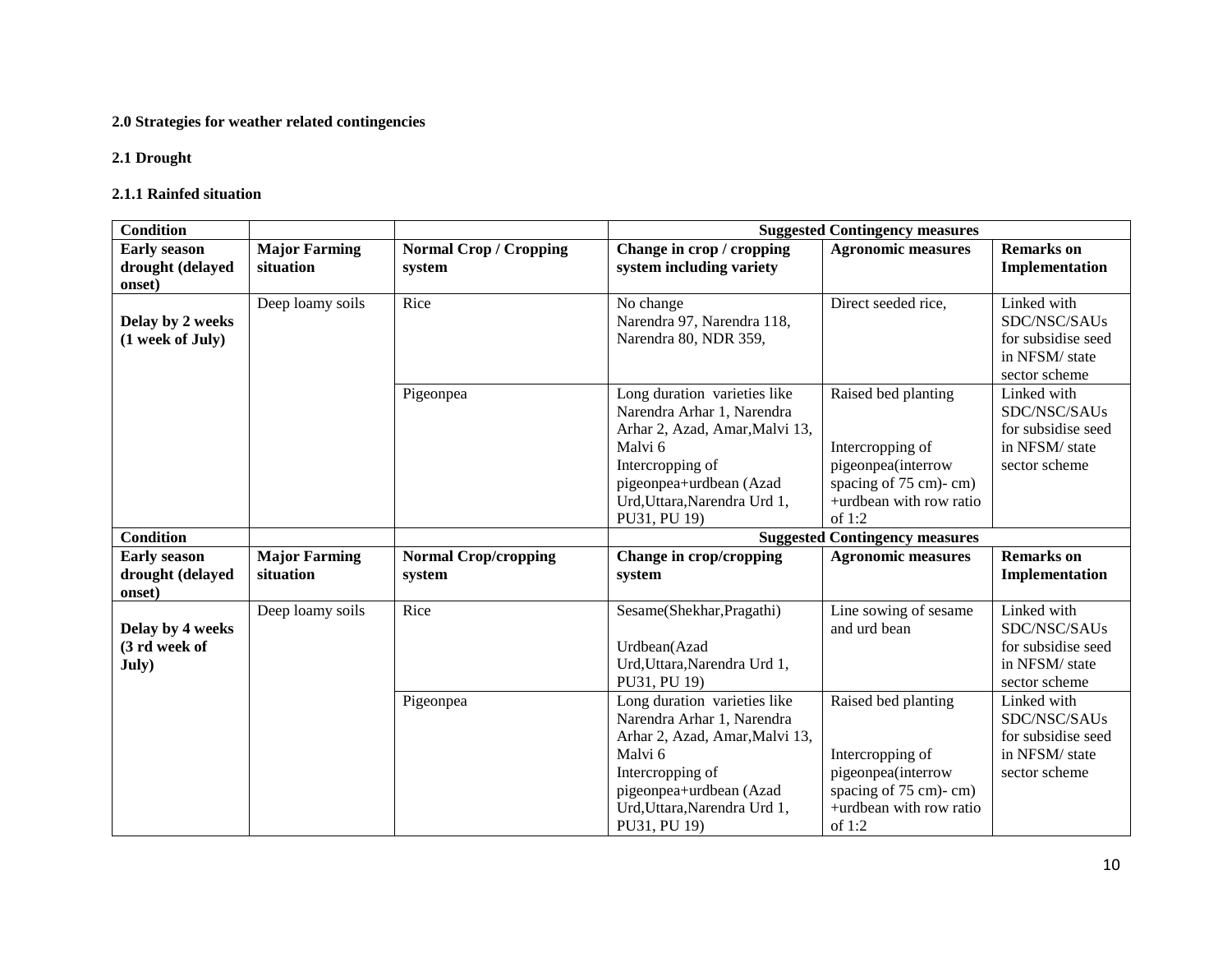**2.0 Strategies for weather related contingencies**

**2.1 Drought**

**2.1.1 Rainfed situation**

| **Condition** | | | **Suggested Contingency measures** | | |
|---|---|---|---|---|---|
| **Early season drought (delayed onset)** | **Major Farming situation** | **Normal Crop / Cropping system** | **Change in crop / cropping system including variety** | **Agronomic measures** | **Remarks on Implementation** |
| **Delay by 2 weeks (1 week of July)** | Deep loamy soils | Rice | No change<br>Narendra 97, Narendra 118, Narendra 80, NDR 359, | Direct seeded rice, | Linked with SDC/NSC/SAUs for subsidise seed in NFSM/ state sector scheme |
| | | Pigeonpea | Long duration varieties like Narendra Arhar 1, Narendra Arhar 2, Azad, Amar,Malvi 13, Malvi 6<br>Intercropping of pigeonpea+urdbean (Azad Urd,Uttara,Narendra Urd 1, PU31, PU 19) | Raised bed planting<br><br>Intercropping of pigeonpea(interrow spacing of 75 cm)- cm) +urdbean with row ratio of 1:2 | Linked with SDC/NSC/SAUs for subsidise seed in NFSM/ state sector scheme |
| **Condition** | | | **Suggested Contingency measures** | | |
| **Early season drought (delayed onset)** | **Major Farming situation** | **Normal Crop/cropping system** | **Change in crop/cropping system** | **Agronomic measures** | **Remarks on Implementation** |
| **Delay by 4 weeks (3 rd week of July)** | Deep loamy soils | Rice | Sesame(Shekhar,Pragathi)<br><br>Urdbean(Azad Urd,Uttara,Narendra Urd 1, PU31, PU 19) | Line sowing of sesame and urd bean | Linked with SDC/NSC/SAUs for subsidise seed in NFSM/ state sector scheme |
| | | Pigeonpea | Long duration varieties like Narendra Arhar 1, Narendra Arhar 2, Azad, Amar,Malvi 13, Malvi 6<br>Intercropping of pigeonpea+urdbean (Azad Urd,Uttara,Narendra Urd 1, PU31, PU 19) | Raised bed planting<br><br>Intercropping of pigeonpea(interrow spacing of 75 cm)- cm) +urdbean with row ratio of 1:2 | Linked with SDC/NSC/SAUs for subsidise seed in NFSM/ state sector scheme |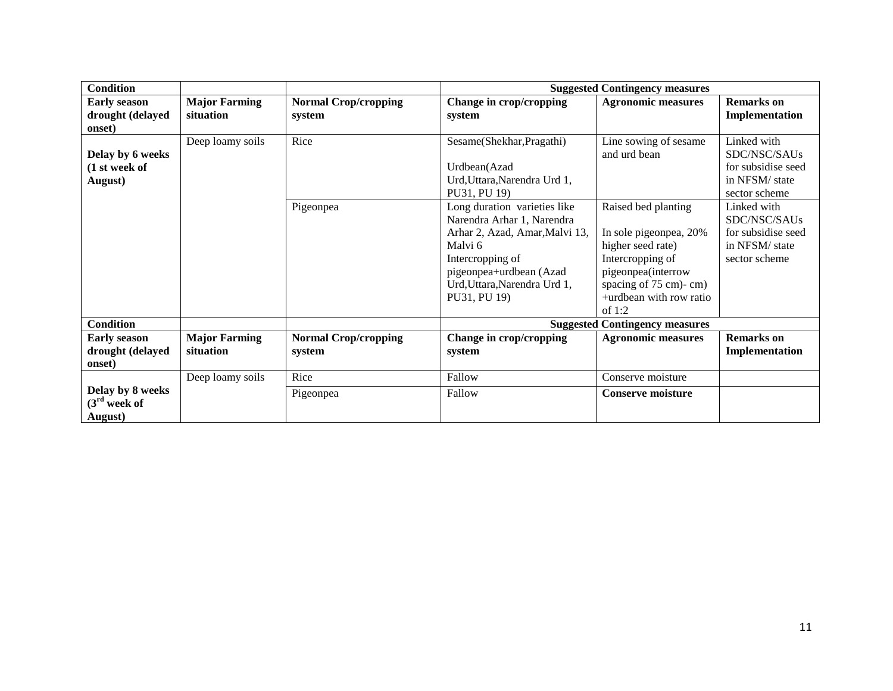| Condition | | | Suggested Contingency measures | | |
|---|---|---|---|---|---|
| **Early season drought (delayed onset)** | **Major Farming situation** | **Normal Crop/cropping system** | **Change in crop/cropping system** | **Agronomic measures** | **Remarks on Implementation** |
| **Delay by 6 weeks (1 st week of August)** | Deep loamy soils | Rice | Sesame(Shekhar,Pragathi)<br><br>Urdbean(Azad Urd,Uttara,Narendra Urd 1, PU31, PU 19) | Line sowing of sesame and urd bean | Linked with SDC/NSC/SAUs for subsidise seed in NFSM/ state sector scheme |
| | | Pigeonpea | Long duration varieties like Narendra Arhar 1, Narendra Arhar 2, Azad, Amar,Malvi 13, Malvi 6<br>Intercropping of pigeonpea+urdbean (Azad Urd,Uttara,Narendra Urd 1, PU31, PU 19) | Raised bed planting<br><br>In sole pigeonpea, 20% higher seed rate)<br>Intercropping of pigeonpea(interrow spacing of 75 cm)- cm) +urdbean with row ratio of 1:2 | Linked with SDC/NSC/SAUs for subsidise seed in NFSM/ state sector scheme |
| **Condition** | | | **Suggested Contingency measures** | | |
| **Early season drought (delayed onset)** | **Major Farming situation** | **Normal Crop/cropping system** | **Change in crop/cropping system** | **Agronomic measures** | **Remarks on Implementation** |
| **Delay by 8 weeks (3rd week of August)** | Deep loamy soils | Rice | Fallow | Conserve moisture | |
| | | Pigeonpea | Fallow | **Conserve moisture** | |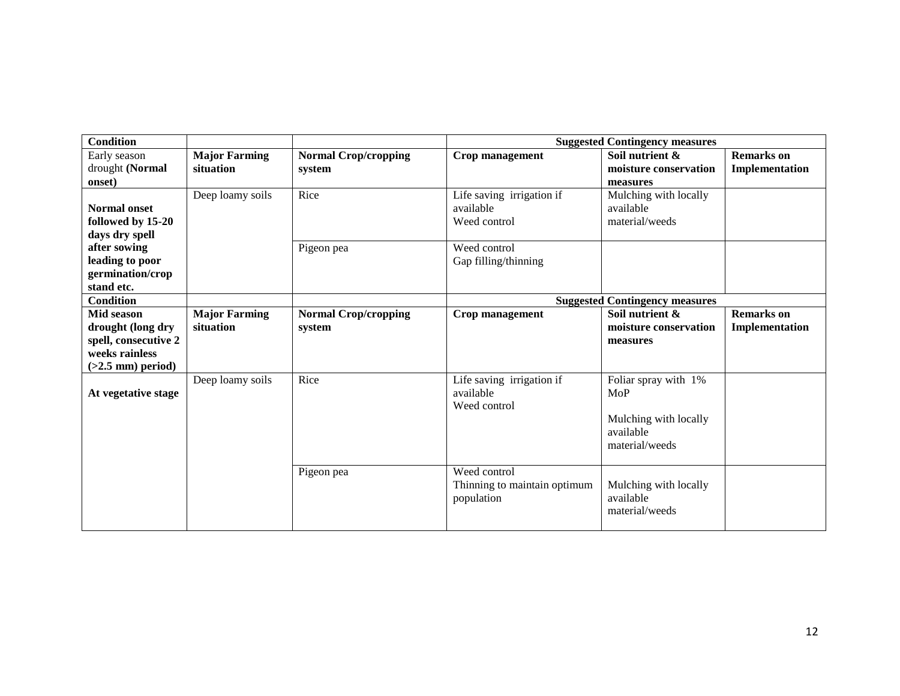| **Condition** | | | **Suggested Contingency measures** | | |
|---|---|---|---|---|---|
| Early season drought **(Normal onset)** | **Major Farming situation** | **Normal Crop/cropping system** | **Crop management** | **Soil nutrient & moisture conservation measures** | **Remarks on Implementation** |
| **Normal onset followed by 15-20 days dry spell after sowing leading to poor germination/crop stand etc.** | Deep loamy soils | Rice | Life saving irrigation if available<br>Weed control | Mulching with locally available material/weeds | |
| | | Pigeon pea | Weed control<br>Gap filling/thinning | | |
| **Condition** | | | **Suggested Contingency measures** | | |
| **Mid season drought (long dry spell, consecutive 2 weeks rainless (>2.5 mm) period)** | **Major Farming situation** | **Normal Crop/cropping system** | **Crop management** | **Soil nutrient & moisture conservation measures** | **Remarks on Implementation** |
| **At vegetative stage** | Deep loamy soils | Rice | Life saving irrigation if available<br>Weed control | Foliar spray with 1% MoP<br><br>Mulching with locally available material/weeds | |
| | | Pigeon pea | Weed control<br>Thinning to maintain optimum population | Mulching with locally available material/weeds | |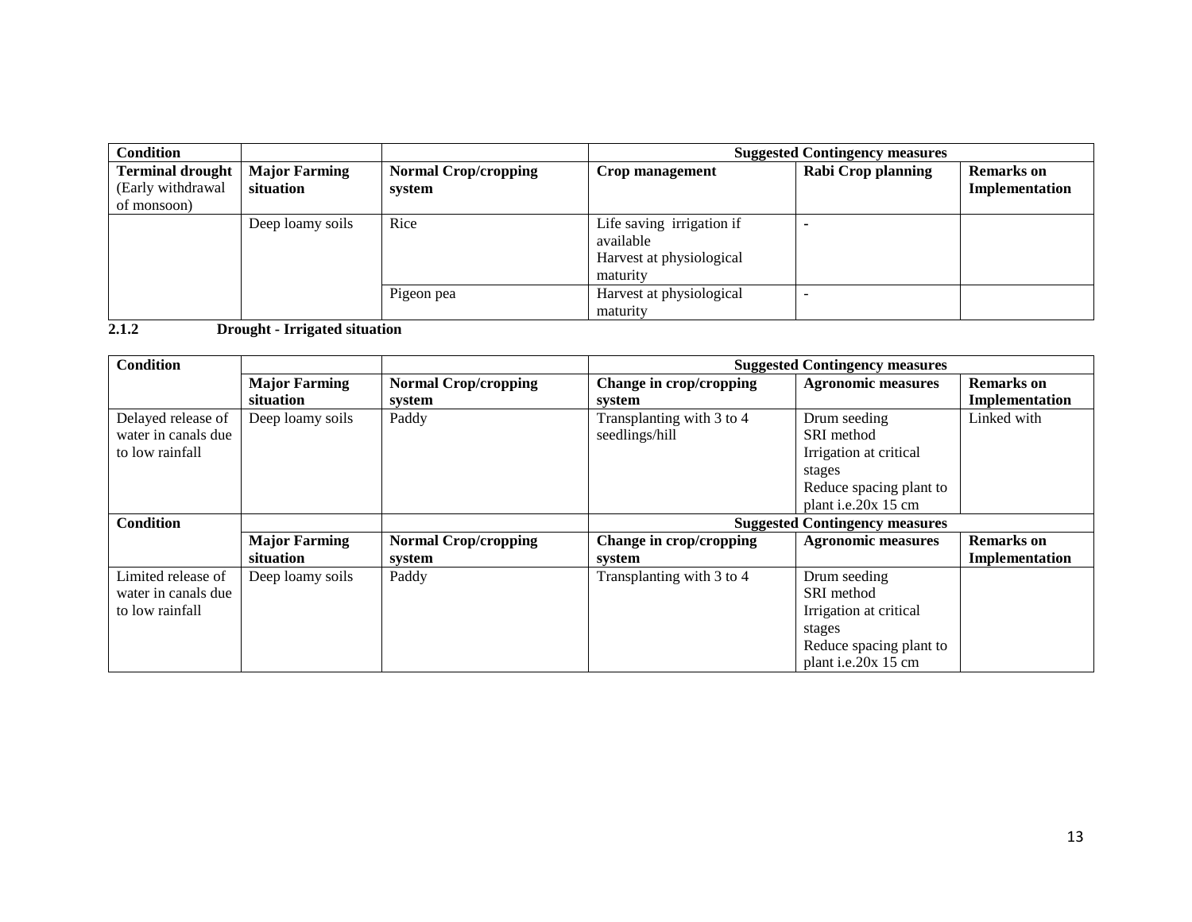| Condition | | | Suggested Contingency measures | | |
|---|---|---|---|---|---|
| **Terminal drought** (Early withdrawal of monsoon) | **Major Farming situation** | **Normal Crop/cropping system** | **Crop management** | **Rabi Crop planning** | **Remarks on Implementation** |
| | Deep loamy soils | Rice | Life saving irrigation if available<br>Harvest at physiological maturity | - | |
| | | Pigeon pea | Harvest at physiological maturity | - | |

**2.1.2 Drought - Irrigated situation**

| Condition | | | Suggested Contingency measures | | |
|---|---|---|---|---|---|
| | **Major Farming situation** | **Normal Crop/cropping system** | **Change in crop/cropping system** | **Agronomic measures** | **Remarks on Implementation** |
| Delayed release of water in canals due to low rainfall | Deep loamy soils | Paddy | Transplanting with 3 to 4 seedlings/hill | Drum seeding<br>SRI method<br>Irrigation at critical stages<br>Reduce spacing plant to plant i.e.20x 15 cm | Linked with |
| **Condition** | | | **Suggested Contingency measures** | | |
| | **Major Farming situation** | **Normal Crop/cropping system** | **Change in crop/cropping system** | **Agronomic measures** | **Remarks on Implementation** |
| Limited release of water in canals due to low rainfall | Deep loamy soils | Paddy | Transplanting with 3 to 4 | Drum seeding<br>SRI method<br>Irrigation at critical stages<br>Reduce spacing plant to plant i.e.20x 15 cm | |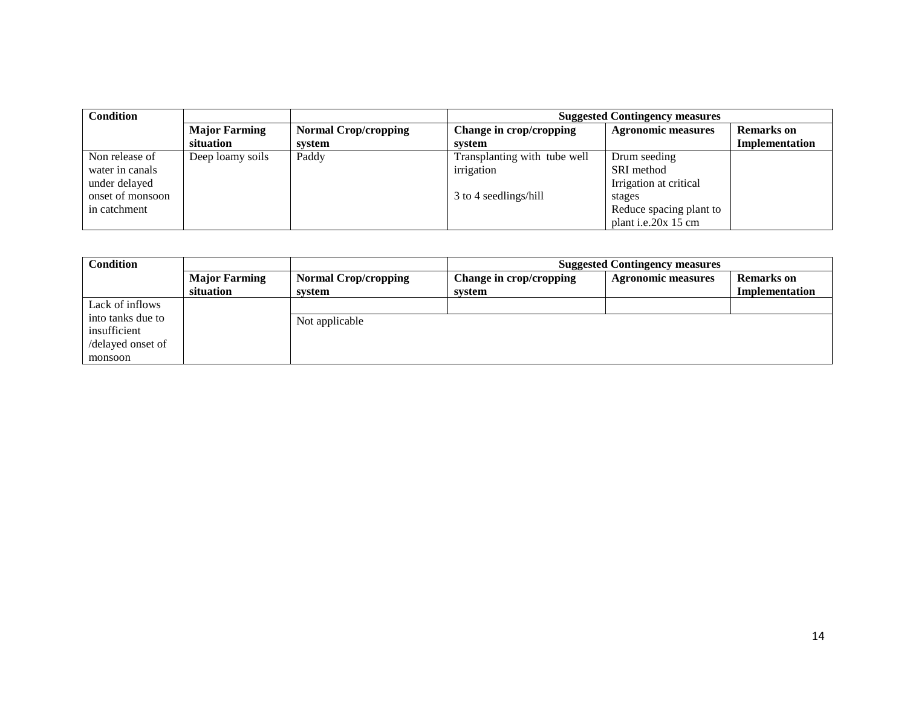| Condition | | | Suggested Contingency measures | | |
|---|---|---|---|---|---|
| | Major Farming situation | Normal Crop/cropping system | Change in crop/cropping system | Agronomic measures | Remarks on Implementation |
| Non release of water in canals under delayed onset of monsoon in catchment | Deep loamy soils | Paddy | Transplanting with tube well irrigation<br><br>3 to 4 seedlings/hill | Drum seeding<br>SRI method<br>Irrigation at critical stages<br>Reduce spacing plant to plant i.e.20x 15 cm | |

| Condition | | | Suggested Contingency measures | | |
|---|---|---|---|---|---|
| | Major Farming situation | Normal Crop/cropping system | Change in crop/cropping system | Agronomic measures | Remarks on Implementation |
| Lack of inflows into tanks due to insufficient /delayed onset of monsoon | | Not applicable | | | |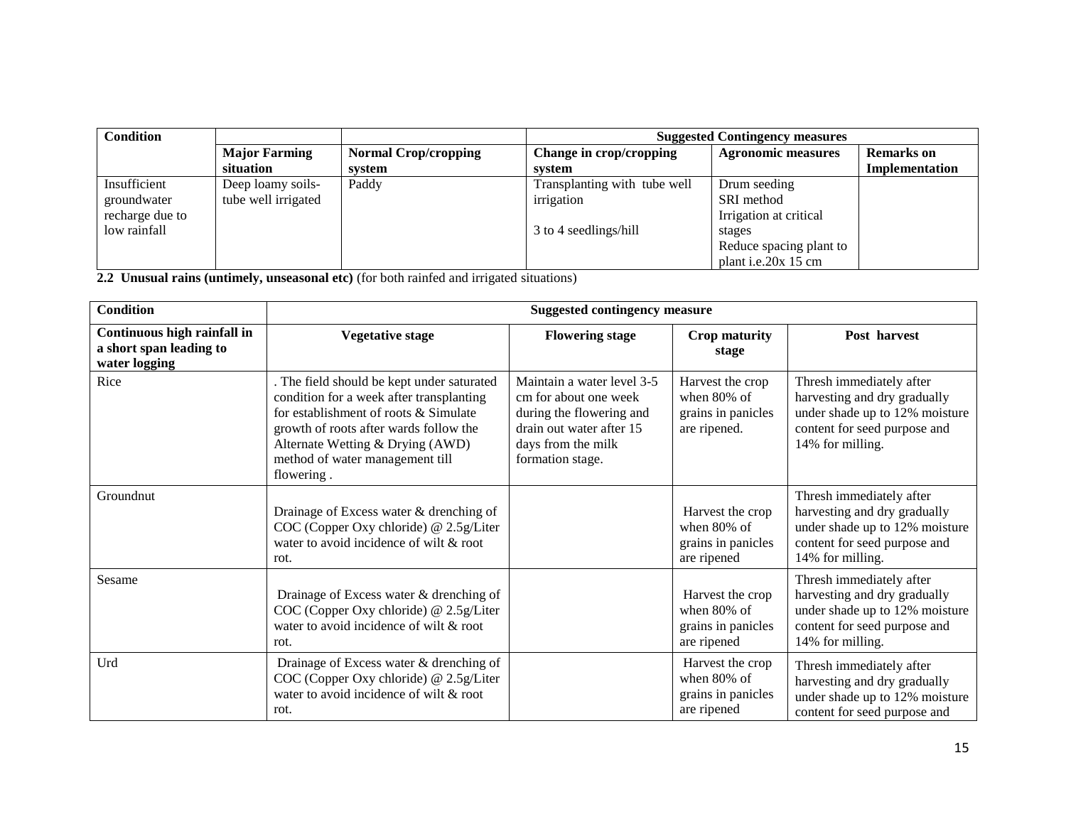| Condition | | | Suggested Contingency measures | | |
|---|---|---|---|---|---|
| | **Major Farming situation** | **Normal Crop/cropping system** | **Change in crop/cropping system** | **Agronomic measures** | **Remarks on Implementation** |
| Insufficient groundwater recharge due to low rainfall | Deep loamy soils-tube well irrigated | Paddy | Transplanting with tube well irrigation<br><br>3 to 4 seedlings/hill | Drum seeding<br>SRI method<br>Irrigation at critical stages<br>Reduce spacing plant to plant i.e.20x 15 cm | |

**2.2 Unusual rains (untimely, unseasonal etc)** (for both rainfed and irrigated situations)

| Condition | Suggested contingency measure | | | |
|---|---|---|---|---|
| **Continuous high rainfall in a short span leading to water logging** | **Vegetative stage** | **Flowering stage** | **Crop maturity stage** | **Post harvest** |
| Rice | . The field should be kept under saturated condition for a week after transplanting for establishment of roots & Simulate growth of roots after wards follow the Alternate Wetting & Drying (AWD) method of water management till flowering . | Maintain a water level 3-5 cm for about one week during the flowering and drain out water after 15 days from the milk formation stage. | Harvest the crop when 80% of grains in panicles are ripened. | Thresh immediately after harvesting and dry gradually under shade up to 12% moisture content for seed purpose and 14% for milling. |
| Groundnut | Drainage of Excess water & drenching of COC (Copper Oxy chloride) @ 2.5g/Liter water to avoid incidence of wilt & root rot. | | Harvest the crop when 80% of grains in panicles are ripened | Thresh immediately after harvesting and dry gradually under shade up to 12% moisture content for seed purpose and 14% for milling. |
| Sesame | Drainage of Excess water & drenching of COC (Copper Oxy chloride) @ 2.5g/Liter water to avoid incidence of wilt & root rot. | | Harvest the crop when 80% of grains in panicles are ripened | Thresh immediately after harvesting and dry gradually under shade up to 12% moisture content for seed purpose and 14% for milling. |
| Urd | Drainage of Excess water & drenching of COC (Copper Oxy chloride) @ 2.5g/Liter water to avoid incidence of wilt & root rot. | | Harvest the crop when 80% of grains in panicles are ripened | Thresh immediately after harvesting and dry gradually under shade up to 12% moisture content for seed purpose and |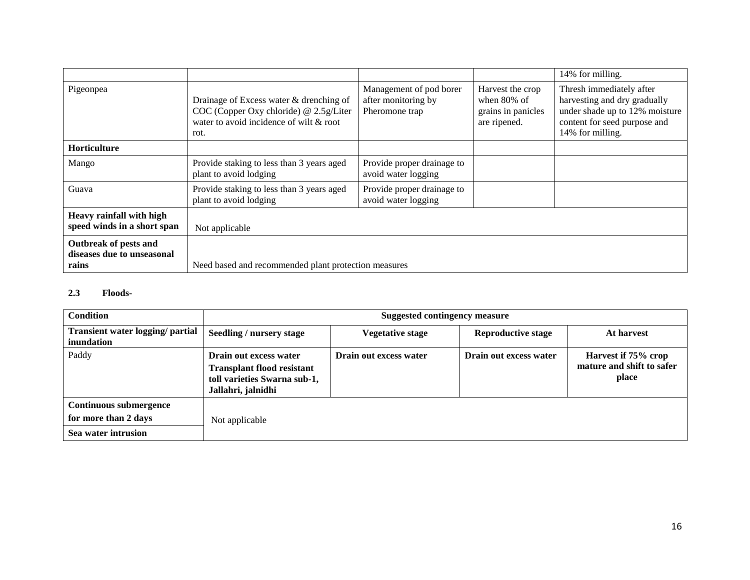| | | | | |
|---|---|---|---|---|
| | | | | 14% for milling. |
| Pigeonpea | Drainage of Excess water & drenching of COC (Copper Oxy chloride) @ 2.5g/Liter water to avoid incidence of wilt & root rot. | Management of pod borer after monitoring by Pheromone trap | Harvest the crop when 80% of grains in panicles are ripened. | Thresh immediately after harvesting and dry gradually under shade up to 12% moisture content for seed purpose and 14% for milling. |
| **Horticulture** | | | | |
| Mango | Provide staking to less than 3 years aged plant to avoid lodging | Provide proper drainage to avoid water logging | | |
| Guava | Provide staking to less than 3 years aged plant to avoid lodging | Provide proper drainage to avoid water logging | | |
| **Heavy rainfall with high speed winds in a short span** | Not applicable | | | |
| **Outbreak of pests and diseases due to unseasonal rains** | Need based and recommended plant protection measures | | | |

**2.3 Floods-**

| **Condition** | **Suggested contingency measure** | | | |
|---|---|---|---|---|
| **Transient water logging/ partial inundation** | **Seedling / nursery stage** | **Vegetative stage** | **Reproductive stage** | **At harvest** |
| Paddy | **Drain out excess water** **Transplant flood resistant toll varieties Swarna sub-1, Jallahri, jalnidhi** | **Drain out excess water** | **Drain out excess water** | **Harvest if 75% crop mature and shift to safer place** |
| **Continuous submergence for more than 2 days** | Not applicable | | | |
| **Sea water intrusion** | | | | |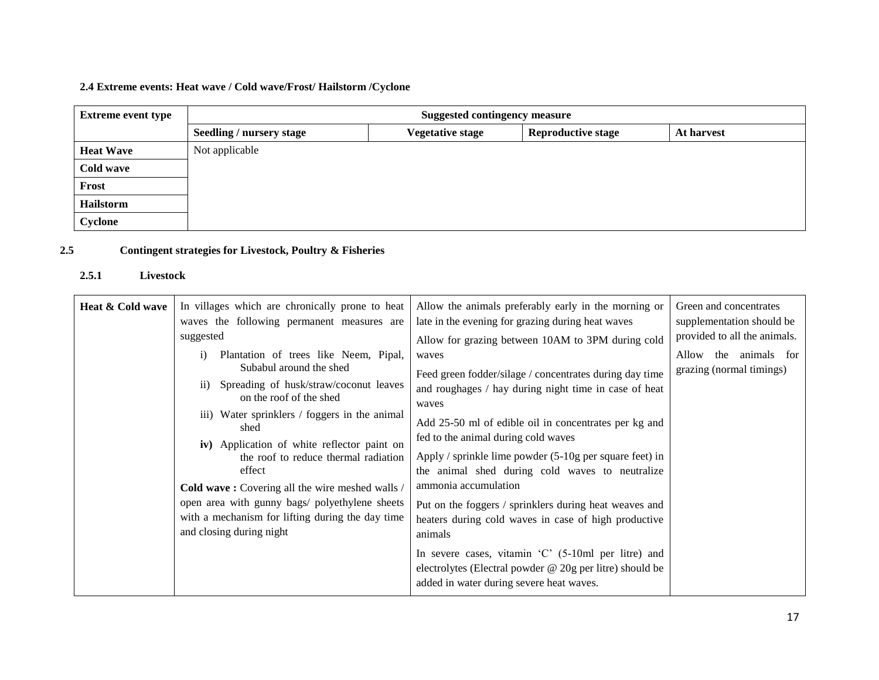**2.4 Extreme events: Heat wave / Cold wave/Frost/ Hailstorm /Cyclone**

| Extreme event type | Suggested contingency measure | | | |
|---|---|---|---|---|
| | **Seedling / nursery stage** | **Vegetative stage** | **Reproductive stage** | **At harvest** |
| **Heat Wave** | Not applicable | | | |
| **Cold wave** | | | | |
| **Frost** | | | | |
| **Hailstorm** | | | | |
| **Cyclone** | | | | |

## 2.5 Contingent strategies for Livestock, Poultry & Fisheries

### 2.5.1 Livestock

| | | | |
|---|---|---|---|
| **Heat & Cold wave** | In villages which are chronically prone to heat waves the following permanent measures are suggested<br>i) Plantation of trees like Neem, Pipal, Subabul around the shed<br>ii) Spreading of husk/straw/coconut leaves on the roof of the shed<br>iii) Water sprinklers / foggers in the animal shed<br>**iv)** Application of white reflector paint on the roof to reduce thermal radiation effect<br>**Cold wave :** Covering all the wire meshed walls / open area with gunny bags/ polyethylene sheets with a mechanism for lifting during the day time and closing during night | Allow the animals preferably early in the morning or late in the evening for grazing during heat waves<br>Allow for grazing between 10AM to 3PM during cold waves<br>Feed green fodder/silage / concentrates during day time and roughages / hay during night time in case of heat waves<br>Add 25-50 ml of edible oil in concentrates per kg and fed to the animal during cold waves<br>Apply / sprinkle lime powder (5-10g per square feet) in the animal shed during cold waves to neutralize ammonia accumulation<br>Put on the foggers / sprinklers during heat weaves and heaters during cold waves in case of high productive animals<br>In severe cases, vitamin 'C' (5-10ml per litre) and electrolytes (Electral powder @ 20g per litre) should be added in water during severe heat waves. | Green and concentrates supplementation should be provided to all the animals.<br>Allow the animals for grazing (normal timings) |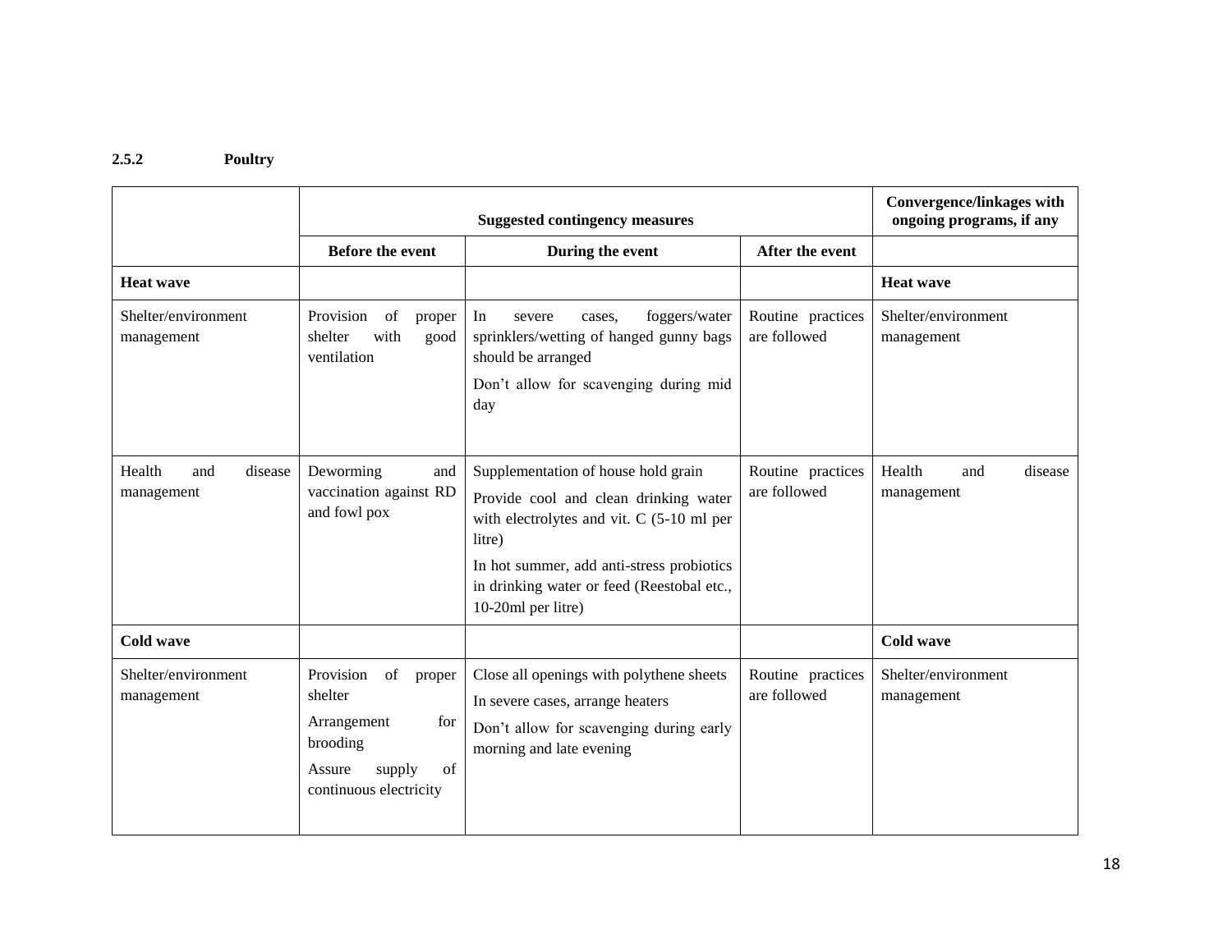### 2.5.2 Poultry

| | Suggested contingency measures | | | Convergence/linkages with ongoing programs, if any |
|---|---|---|---|---|
| | **Before the event** | **During the event** | **After the event** | |
| **Heat wave** | | | | **Heat wave** |
| Shelter/environment management | Provision of proper shelter with good ventilation | In severe cases, foggers/water sprinklers/wetting of hanged gunny bags should be arranged<br>Don't allow for scavenging during mid day | Routine practices are followed | Shelter/environment management |
| Health and disease management | Deworming and vaccination against RD and fowl pox | Supplementation of house hold grain<br>Provide cool and clean drinking water with electrolytes and vit. C (5-10 ml per litre)<br>In hot summer, add anti-stress probiotics in drinking water or feed (Reestobal etc., 10-20ml per litre) | Routine practices are followed | Health and disease management |
| **Cold wave** | | | | **Cold wave** |
| Shelter/environment management | Provision of proper shelter<br>Arrangement for brooding<br>Assure supply of continuous electricity | Close all openings with polythene sheets<br>In severe cases, arrange heaters<br>Don't allow for scavenging during early morning and late evening | Routine practices are followed | Shelter/environment management |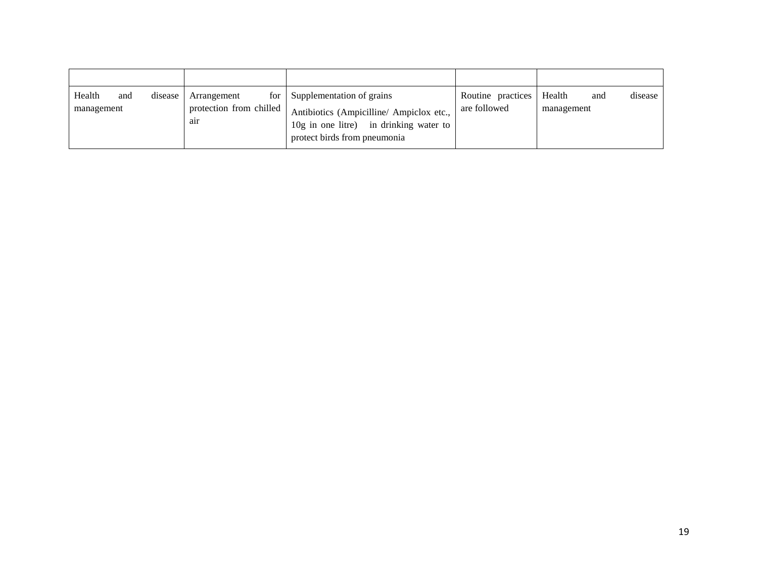| | | | | |
|---|---|---|---|---|
| | | | | |
| Health and disease management | Arrangement for protection from chilled air | Supplementation of grains<br>Antibiotics (Ampicilline/ Ampiclox etc., 10g in one litre) in drinking water to protect birds from pneumonia | Routine practices are followed | Health and disease management |